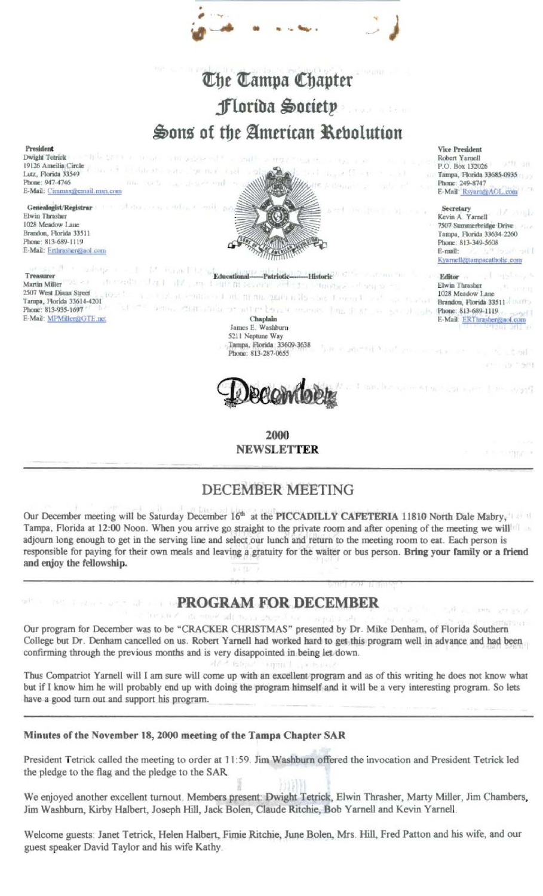# The Tampa Chapter

## Florida Society

## Sons of the American Revolution

**President**
Dwight Tetrick
19126 Ameilia Circle
Lutz, Florida 33549
Phone: 947-4746
E-Mail: Cimmax@email.msn.com

**Genealogist/Registrar**
Elwin Thrasher
1028 Meadow Lane
Brandon, Florida 33511
Phone: 813-689-1119
E-Mail: Erthrasher@aol.com

**Treasurer**
Martin Miller
2507 West Diana Street
Tampa, Florida 33614-4201
Phone: 813-935-1697
E-Mail: MPMiller@GTE.net

**Vice President**
Robert Yarnell
P.O. Box 132026
Tampa, Florida 33685-0935
Phone: 249-8747
E-Mail: Rsyarn@AOL.com

**Secretary**
Kevin A. Yarnell
7507 Summerbridge Drive
Tampa, Florida 33634-2260
Phone: 813-349-5608
E-mail: Kyarnell@tampacatholic.com

**Editor**
Elwin Thrasher
1028 Meadow Lane
Brandon, Florida 33511
Phone: 813-689-1119
E-Mail: ERThrasher@aol.com

Educational——Patriotic——Historic

**Chaplain**
James E. Washburn
5211 Neptune Way
Tampa, Florida 33609-3638
Phone: 813-287-0655

December

**2000**
**NEWSLETTER**

## DECEMBER MEETING

Our December meeting will be Saturday December 16th at the **PICCADILLY CAFETERIA** 11810 North Dale Mabry, Tampa, Florida at 12:00 Noon. When you arrive go straight to the private room and after opening of the meeting we will adjourn long enough to get in the serving line and select our lunch and return to the meeting room to eat. Each person is responsible for paying for their own meals and leaving a gratuity for the waiter or bus person. **Bring your family or a friend and enjoy the fellowship.**

## PROGRAM FOR DECEMBER

Our program for December was to be "CRACKER CHRISTMAS" presented by Dr. Mike Denham, of Florida Southern College but Dr. Denham cancelled on us. Robert Yarnell had worked hard to get this program well in advance and had been confirming through the previous months and is very disappointed in being let down.

Thus Compatriot Yarnell will I am sure will come up with an excellent program and as of this writing he does not know what but if I know him he will probably end up with doing the program himself and it will be a very interesting program. So lets have a good turn out and support his program.

**Minutes of the November 18, 2000 meeting of the Tampa Chapter SAR**

President Tetrick called the meeting to order at 11:59. Jim Washburn offered the invocation and President Tetrick led the pledge to the flag and the pledge to the SAR.

We enjoyed another excellent turnout. Members present: Dwight Tetrick, Elwin Thrasher, Marty Miller, Jim Chambers, Jim Washburn, Kirby Halbert, Joseph Hill, Jack Bolen, Claude Ritchie, Bob Yarnell and Kevin Yarnell.

Welcome guests: Janet Tetrick, Helen Halbert, Fimie Ritchie, June Bolen, Mrs. Hill, Fred Patton and his wife, and our guest speaker David Taylor and his wife Kathy.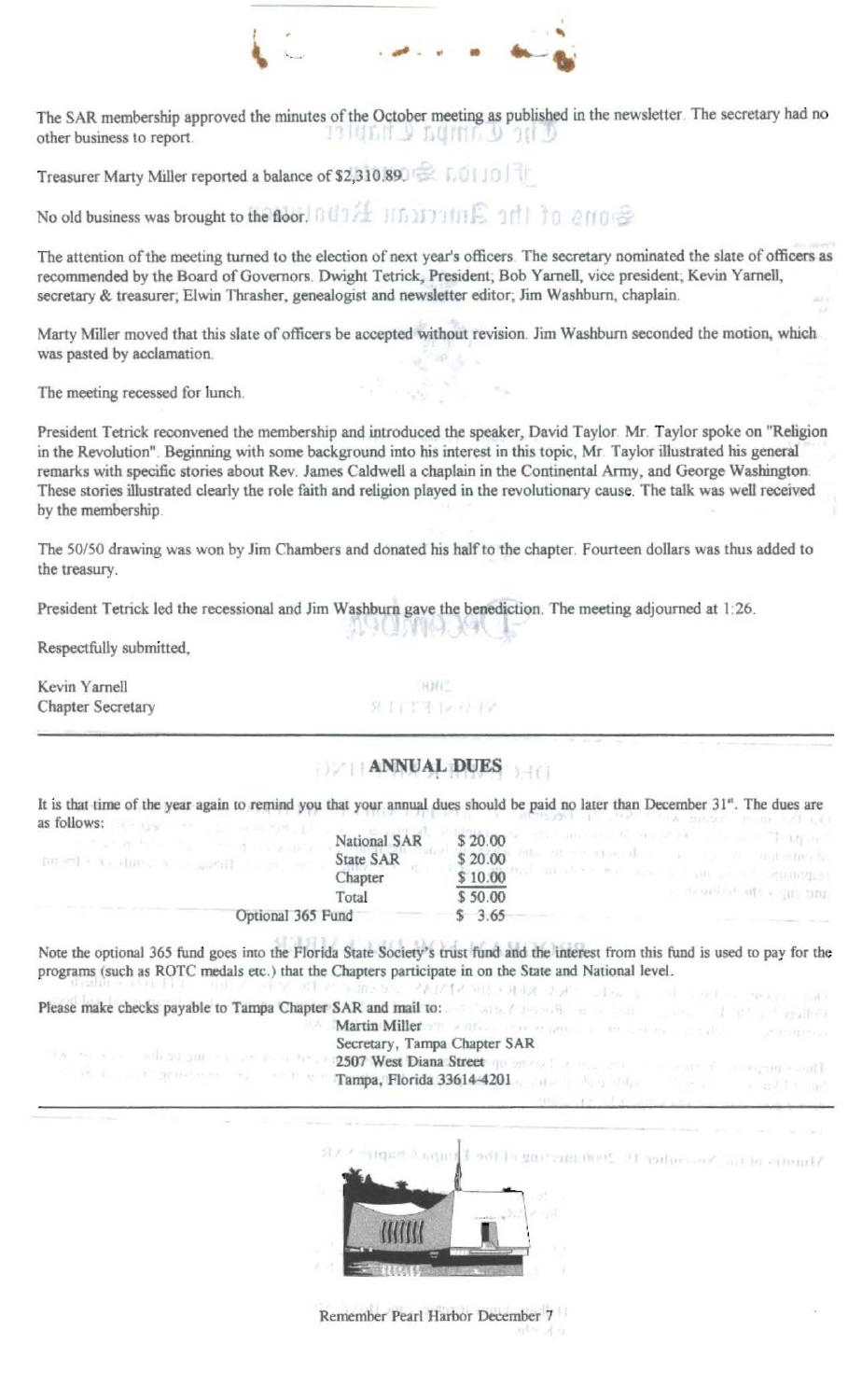The SAR membership approved the minutes of the October meeting as published in the newsletter. The secretary had no other business to report.

Treasurer Marty Miller reported a balance of $2,310.89.

No old business was brought to the floor.

The attention of the meeting turned to the election of next year's officers. The secretary nominated the slate of officers as recommended by the Board of Governors. Dwight Tetrick, President; Bob Yarnell, vice president; Kevin Yarnell, secretary & treasurer; Elwin Thrasher, genealogist and newsletter editor; Jim Washburn, chaplain.

Marty Miller moved that this slate of officers be accepted without revision. Jim Washburn seconded the motion, which was pasted by acclamation.

The meeting recessed for lunch.

President Tetrick reconvened the membership and introduced the speaker, David Taylor. Mr. Taylor spoke on "Religion in the Revolution". Beginning with some background into his interest in this topic, Mr. Taylor illustrated his general remarks with specific stories about Rev. James Caldwell a chaplain in the Continental Army, and George Washington. These stories illustrated clearly the role faith and religion played in the revolutionary cause. The talk was well received by the membership.

The 50/50 drawing was won by Jim Chambers and donated his half to the chapter. Fourteen dollars was thus added to the treasury.

President Tetrick led the recessional and Jim Washburn gave the benediction. The meeting adjourned at 1:26.

Respectfully submitted,

Kevin Yarnell
Chapter Secretary

---

## ANNUAL DUES

It is that time of the year again to remind you that your annual dues should be paid no later than December 31st. The dues are as follows:

| | |
|---|---|
| National SAR | $ 20.00 |
| State SAR | $ 20.00 |
| Chapter | $ 10.00 |
| Total | $ 50.00 |
| Optional 365 Fund | $ 3.65 |

Note the optional 365 fund goes into the Florida State Society's trust fund and the interest from this fund is used to pay for the programs (such as ROTC medals etc.) that the Chapters participate in on the State and National level.

Please make checks payable to Tampa Chapter SAR and mail to:

Martin Miller
Secretary, Tampa Chapter SAR
2507 West Diana Street
Tampa, Florida 33614-4201

---

Remember Pearl Harbor December 7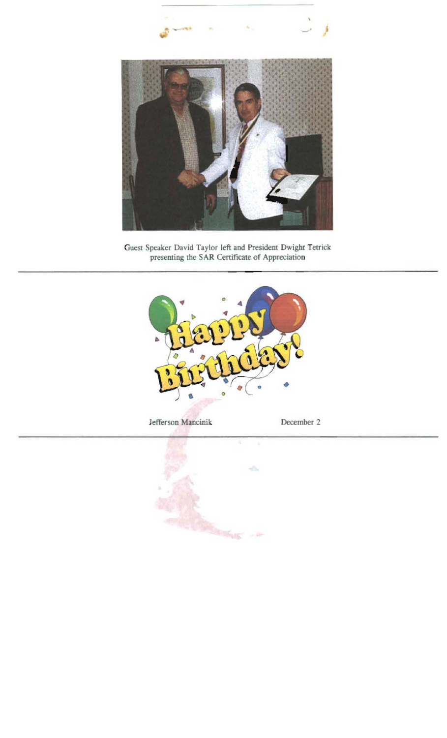Guest Speaker David Taylor left and President Dwight Tetrick presenting the SAR Certificate of Appreciation

---

Happy Birthday!

Jefferson Mancinik December 2

---